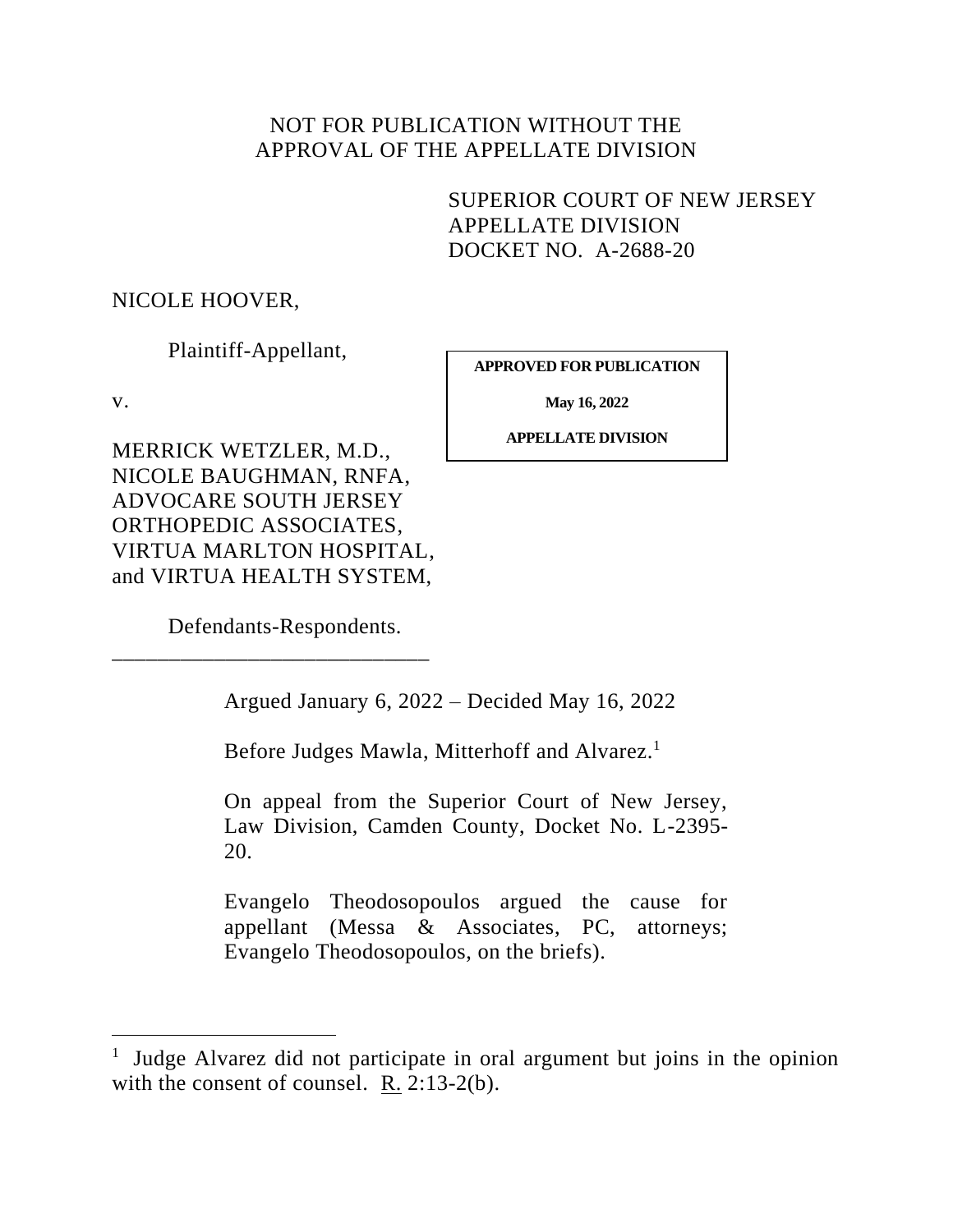NOT FOR PUBLICATION WITHOUT THE APPROVAL OF THE APPELLATE DIVISION

SUPERIOR COURT OF NEW JERSEY
APPELLATE DIVISION
DOCKET NO. A-2688-20

NICOLE HOOVER,

Plaintiff-Appellant,

v.

MERRICK WETZLER, M.D., NICOLE BAUGHMAN, RNFA, ADVOCARE SOUTH JERSEY ORTHOPEDIC ASSOCIATES, VIRTUA MARLTON HOSPITAL, and VIRTUA HEALTH SYSTEM,

Defendants-Respondents.

---

**APPROVED FOR PUBLICATION**

**May 16, 2022**

**APPELLATE DIVISION**

Argued January 6, 2022 – Decided May 16, 2022

Before Judges Mawla, Mitterhoff and Alvarez.[1]

On appeal from the Superior Court of New Jersey, Law Division, Camden County, Docket No. L-2395-20.

Evangelo Theodosopoulos argued the cause for appellant (Messa & Associates, PC, attorneys; Evangelo Theodosopoulos, on the briefs).

---

[1] Judge Alvarez did not participate in oral argument but joins in the opinion with the consent of counsel. R. 2:13-2(b).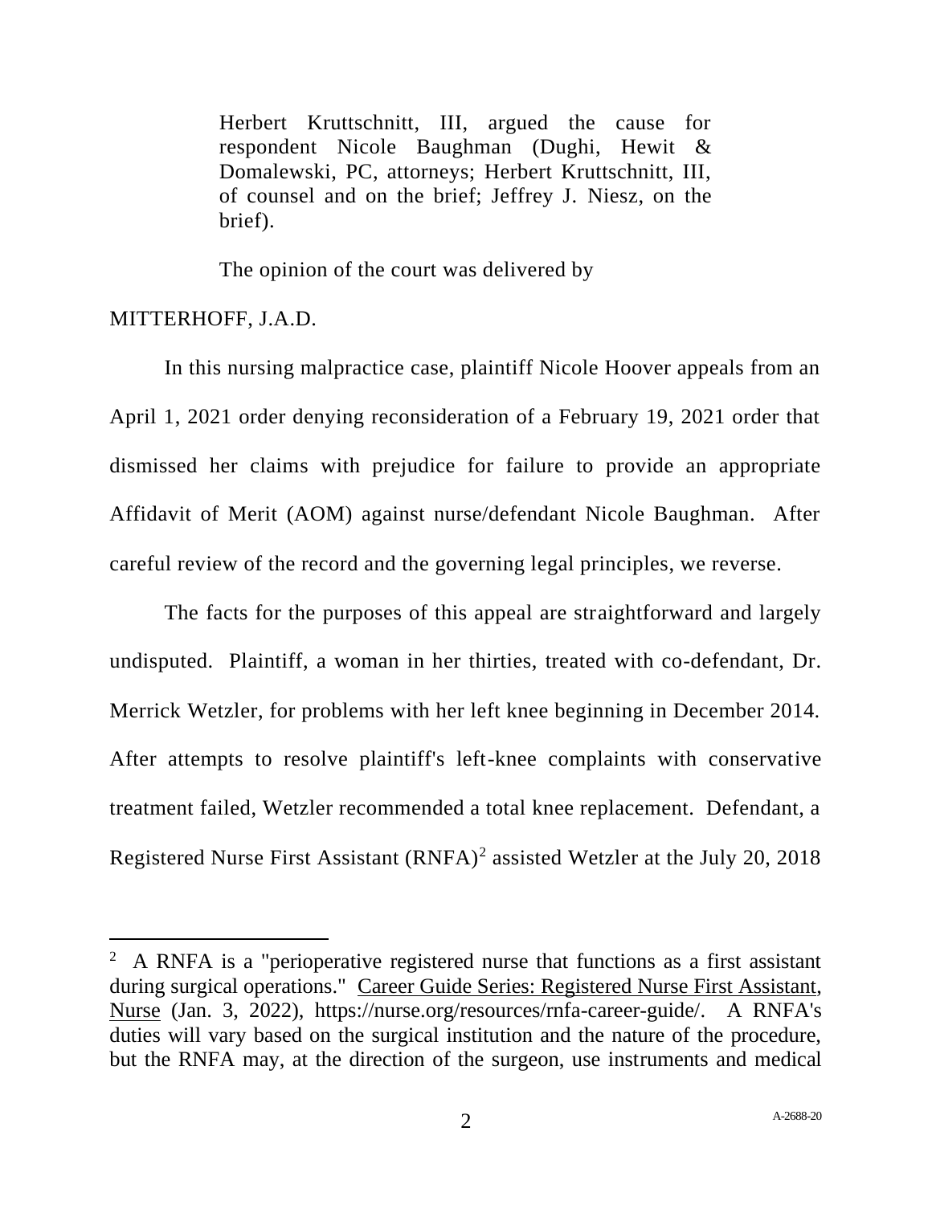Herbert Kruttschnitt, III, argued the cause for respondent Nicole Baughman (Dughi, Hewit & Domalewski, PC, attorneys; Herbert Kruttschnitt, III, of counsel and on the brief; Jeffrey J. Niesz, on the brief).

The opinion of the court was delivered by

MITTERHOFF, J.A.D.

In this nursing malpractice case, plaintiff Nicole Hoover appeals from an April 1, 2021 order denying reconsideration of a February 19, 2021 order that dismissed her claims with prejudice for failure to provide an appropriate Affidavit of Merit (AOM) against nurse/defendant Nicole Baughman. After careful review of the record and the governing legal principles, we reverse.

The facts for the purposes of this appeal are straightforward and largely undisputed. Plaintiff, a woman in her thirties, treated with co-defendant, Dr. Merrick Wetzler, for problems with her left knee beginning in December 2014. After attempts to resolve plaintiff's left-knee complaints with conservative treatment failed, Wetzler recommended a total knee replacement. Defendant, a Registered Nurse First Assistant (RNFA)[2] assisted Wetzler at the July 20, 2018

[2] A RNFA is a "perioperative registered nurse that functions as a first assistant during surgical operations." Career Guide Series: Registered Nurse First Assistant, Nurse (Jan. 3, 2022), https://nurse.org/resources/rnfa-career-guide/. A RNFA's duties will vary based on the surgical institution and the nature of the procedure, but the RNFA may, at the direction of the surgeon, use instruments and medical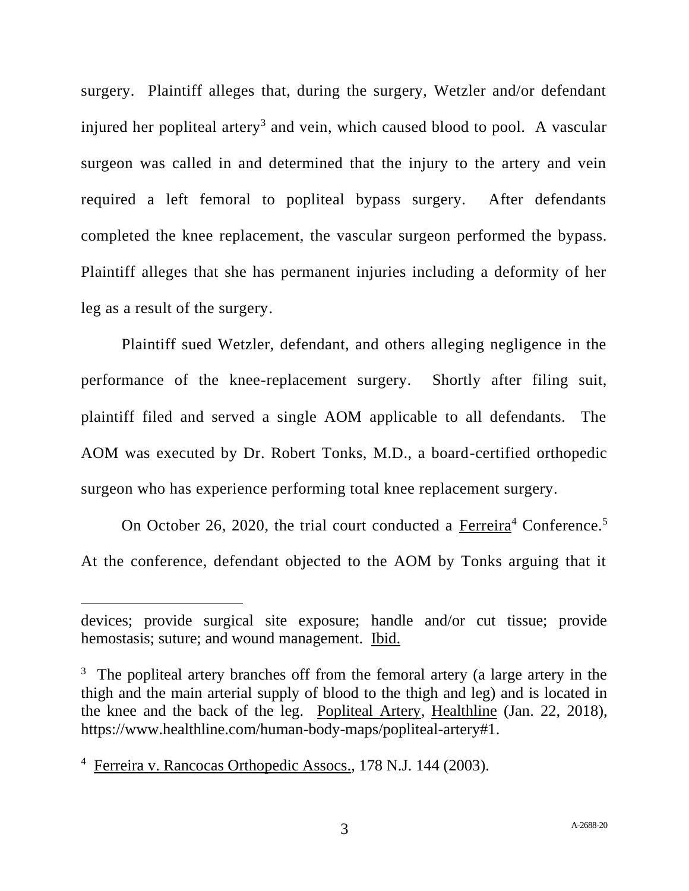surgery. Plaintiff alleges that, during the surgery, Wetzler and/or defendant injured her popliteal artery[3] and vein, which caused blood to pool. A vascular surgeon was called in and determined that the injury to the artery and vein required a left femoral to popliteal bypass surgery. After defendants completed the knee replacement, the vascular surgeon performed the bypass. Plaintiff alleges that she has permanent injuries including a deformity of her leg as a result of the surgery.

Plaintiff sued Wetzler, defendant, and others alleging negligence in the performance of the knee-replacement surgery. Shortly after filing suit, plaintiff filed and served a single AOM applicable to all defendants. The AOM was executed by Dr. Robert Tonks, M.D., a board-certified orthopedic surgeon who has experience performing total knee replacement surgery.

On October 26, 2020, the trial court conducted a Ferreira[4] Conference.[5] At the conference, defendant objected to the AOM by Tonks arguing that it

---

devices; provide surgical site exposure; handle and/or cut tissue; provide hemostasis; suture; and wound management. Ibid.

[3] The popliteal artery branches off from the femoral artery (a large artery in the thigh and the main arterial supply of blood to the thigh and leg) and is located in the knee and the back of the leg. Popliteal Artery, Healthline (Jan. 22, 2018), https://www.healthline.com/human-body-maps/popliteal-artery#1.

[4] Ferreira v. Rancocas Orthopedic Assocs., 178 N.J. 144 (2003).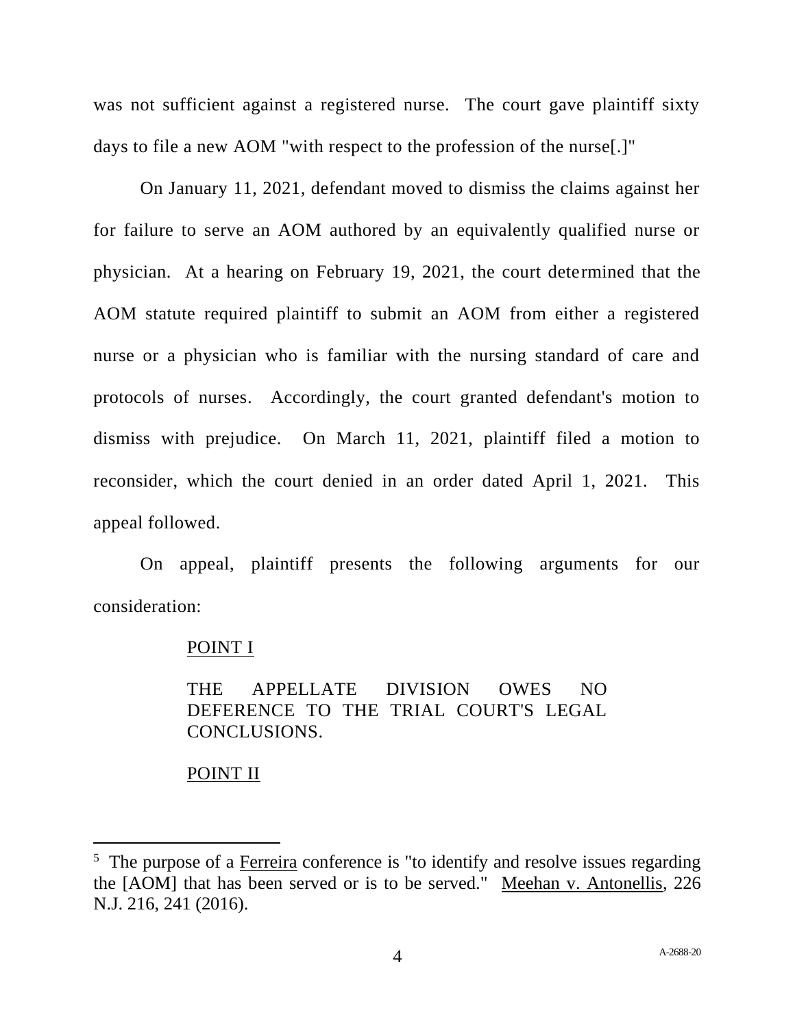was not sufficient against a registered nurse. The court gave plaintiff sixty days to file a new AOM "with respect to the profession of the nurse[.]"

On January 11, 2021, defendant moved to dismiss the claims against her for failure to serve an AOM authored by an equivalently qualified nurse or physician. At a hearing on February 19, 2021, the court determined that the AOM statute required plaintiff to submit an AOM from either a registered nurse or a physician who is familiar with the nursing standard of care and protocols of nurses. Accordingly, the court granted defendant's motion to dismiss with prejudice. On March 11, 2021, plaintiff filed a motion to reconsider, which the court denied in an order dated April 1, 2021. This appeal followed.

On appeal, plaintiff presents the following arguments for our consideration:

<u>POINT I</u>

THE APPELLATE DIVISION OWES NO DEFERENCE TO THE TRIAL COURT'S LEGAL CONCLUSIONS.

<u>POINT II</u>

---

[5] The purpose of a <u>Ferreira</u> conference is "to identify and resolve issues regarding the [AOM] that has been served or is to be served." <u>Meehan v. Antonellis</u>, 226 N.J. 216, 241 (2016).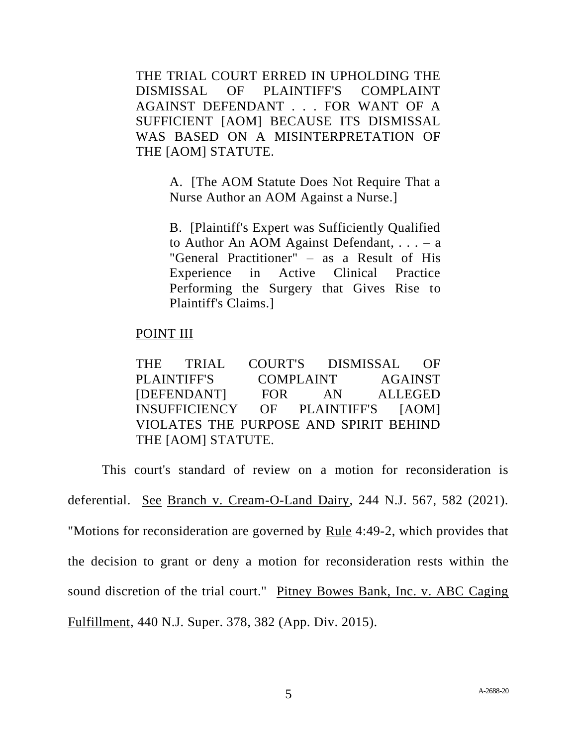THE TRIAL COURT ERRED IN UPHOLDING THE DISMISSAL OF PLAINTIFF'S COMPLAINT AGAINST DEFENDANT . . . FOR WANT OF A SUFFICIENT [AOM] BECAUSE ITS DISMISSAL WAS BASED ON A MISINTERPRETATION OF THE [AOM] STATUTE.

> A. [The AOM Statute Does Not Require That a Nurse Author an AOM Against a Nurse.]
>
> B. [Plaintiff's Expert was Sufficiently Qualified to Author An AOM Against Defendant, . . . – a "General Practitioner" – as a Result of His Experience in Active Clinical Practice Performing the Surgery that Gives Rise to Plaintiff's Claims.]

POINT III

THE TRIAL COURT'S DISMISSAL OF PLAINTIFF'S COMPLAINT AGAINST [DEFENDANT] FOR AN ALLEGED INSUFFICIENCY OF PLAINTIFF'S [AOM] VIOLATES THE PURPOSE AND SPIRIT BEHIND THE [AOM] STATUTE.

This court's standard of review on a motion for reconsideration is deferential. See Branch v. Cream-O-Land Dairy, 244 N.J. 567, 582 (2021). "Motions for reconsideration are governed by Rule 4:49-2, which provides that the decision to grant or deny a motion for reconsideration rests within the sound discretion of the trial court." Pitney Bowes Bank, Inc. v. ABC Caging Fulfillment, 440 N.J. Super. 378, 382 (App. Div. 2015).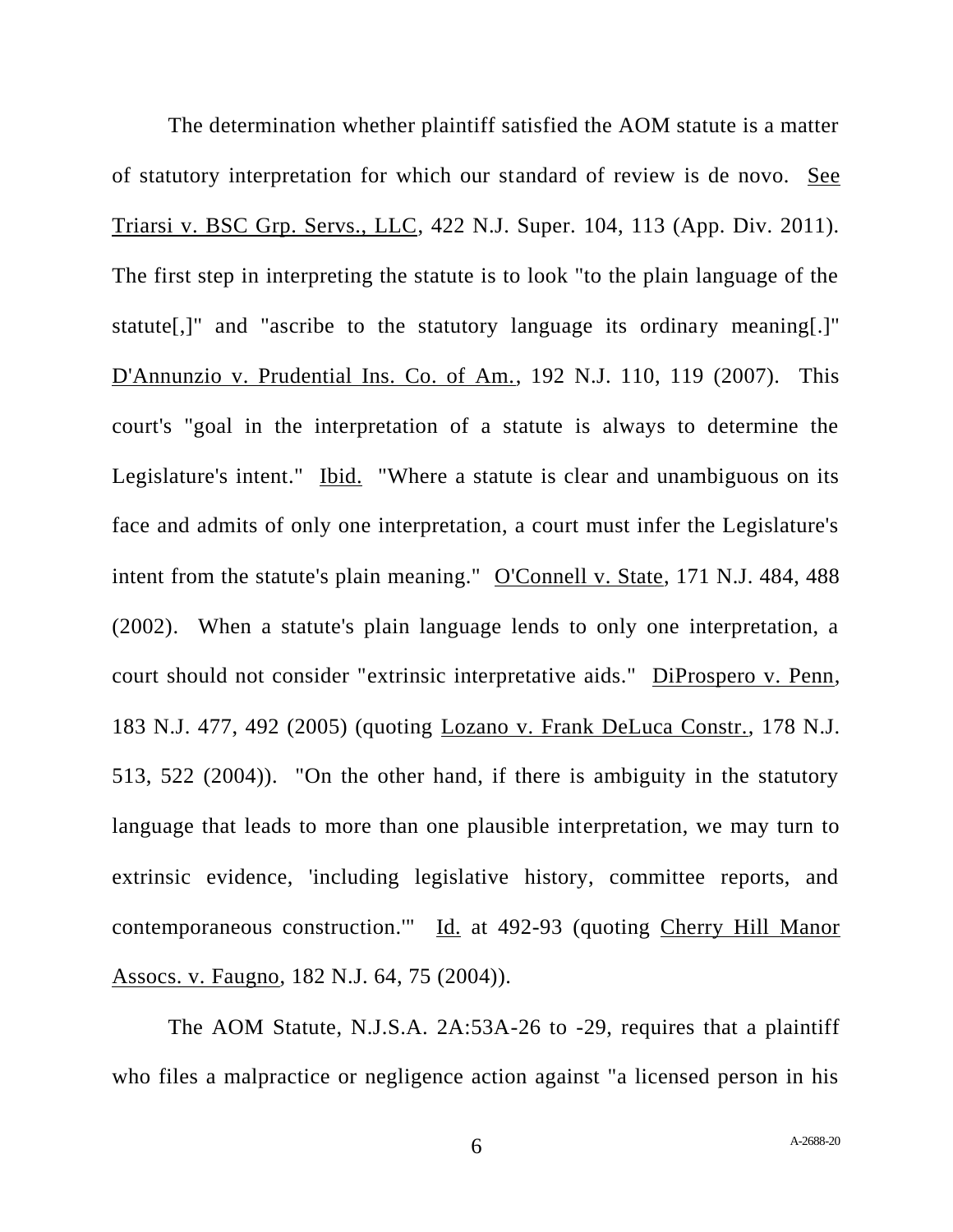The determination whether plaintiff satisfied the AOM statute is a matter of statutory interpretation for which our standard of review is de novo. See Triarsi v. BSC Grp. Servs., LLC, 422 N.J. Super. 104, 113 (App. Div. 2011). The first step in interpreting the statute is to look "to the plain language of the statute[,]" and "ascribe to the statutory language its ordinary meaning[.]" D'Annunzio v. Prudential Ins. Co. of Am., 192 N.J. 110, 119 (2007). This court's "goal in the interpretation of a statute is always to determine the Legislature's intent." Ibid. "Where a statute is clear and unambiguous on its face and admits of only one interpretation, a court must infer the Legislature's intent from the statute's plain meaning." O'Connell v. State, 171 N.J. 484, 488 (2002). When a statute's plain language lends to only one interpretation, a court should not consider "extrinsic interpretative aids." DiProspero v. Penn, 183 N.J. 477, 492 (2005) (quoting Lozano v. Frank DeLuca Constr., 178 N.J. 513, 522 (2004)). "On the other hand, if there is ambiguity in the statutory language that leads to more than one plausible interpretation, we may turn to extrinsic evidence, 'including legislative history, committee reports, and contemporaneous construction.'" Id. at 492-93 (quoting Cherry Hill Manor Assocs. v. Faugno, 182 N.J. 64, 75 (2004)).

The AOM Statute, N.J.S.A. 2A:53A-26 to -29, requires that a plaintiff who files a malpractice or negligence action against "a licensed person in his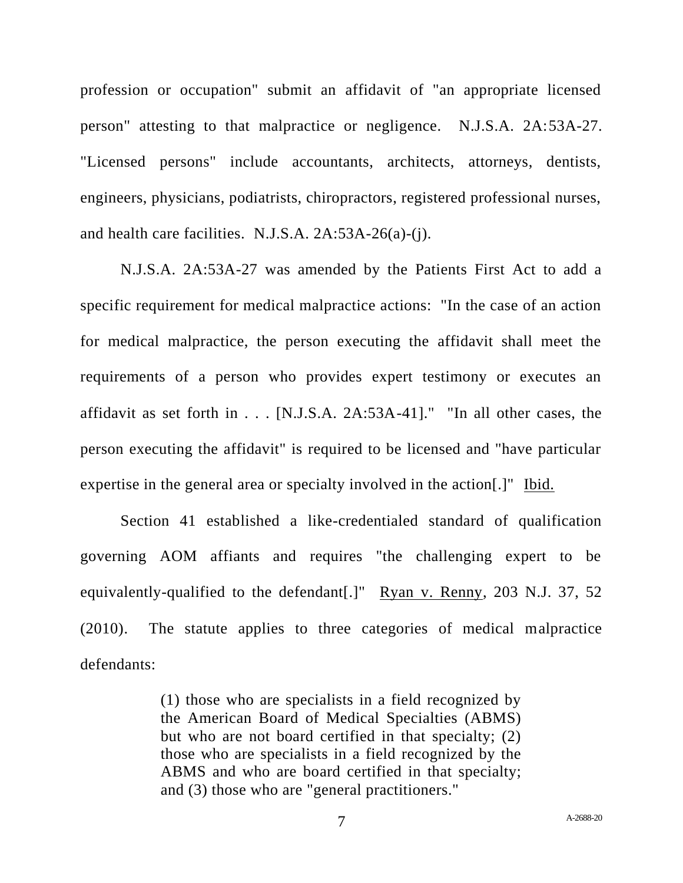profession or occupation" submit an affidavit of "an appropriate licensed person" attesting to that malpractice or negligence. N.J.S.A. 2A:53A-27. "Licensed persons" include accountants, architects, attorneys, dentists, engineers, physicians, podiatrists, chiropractors, registered professional nurses, and health care facilities. N.J.S.A. 2A:53A-26(a)-(j).

N.J.S.A. 2A:53A-27 was amended by the Patients First Act to add a specific requirement for medical malpractice actions: "In the case of an action for medical malpractice, the person executing the affidavit shall meet the requirements of a person who provides expert testimony or executes an affidavit as set forth in . . . [N.J.S.A. 2A:53A-41]." "In all other cases, the person executing the affidavit" is required to be licensed and "have particular expertise in the general area or specialty involved in the action[.]" Ibid.

Section 41 established a like-credentialed standard of qualification governing AOM affiants and requires "the challenging expert to be equivalently-qualified to the defendant[.]" Ryan v. Renny, 203 N.J. 37, 52 (2010). The statute applies to three categories of medical malpractice defendants:

> (1) those who are specialists in a field recognized by the American Board of Medical Specialties (ABMS) but who are not board certified in that specialty; (2) those who are specialists in a field recognized by the ABMS and who are board certified in that specialty; and (3) those who are "general practitioners."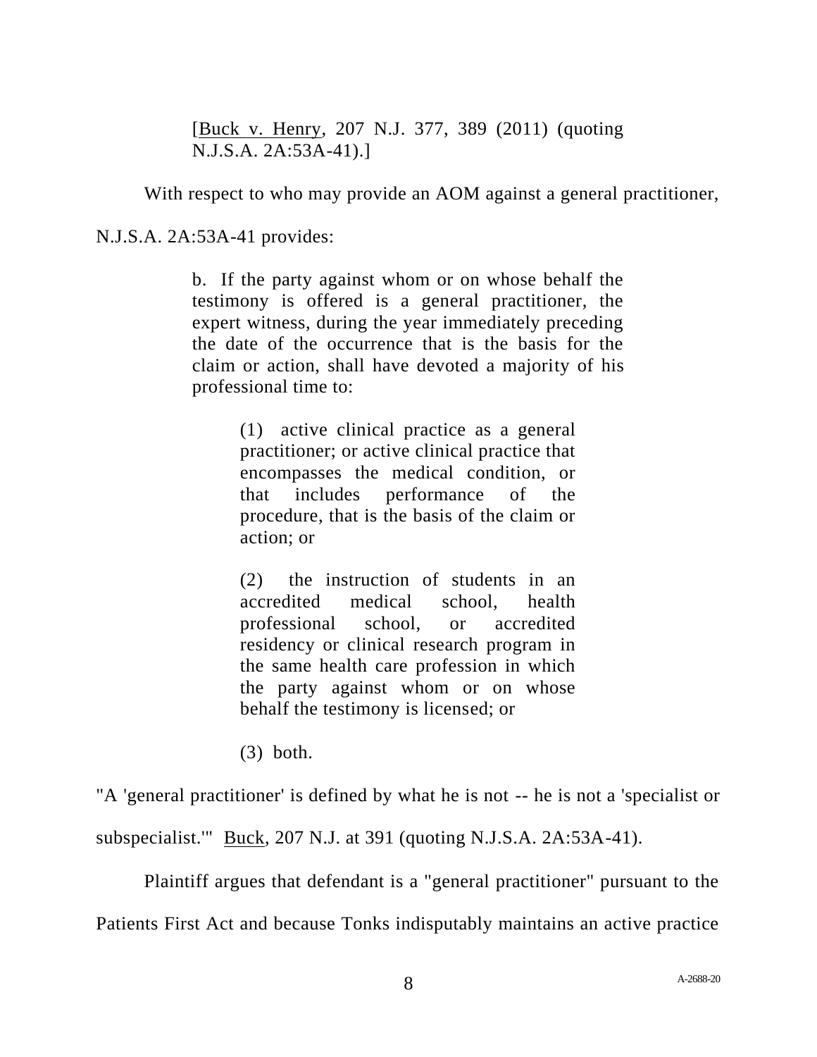[Buck v. Henry, 207 N.J. 377, 389 (2011) (quoting N.J.S.A. 2A:53A-41).]

With respect to who may provide an AOM against a general practitioner, N.J.S.A. 2A:53A-41 provides:

> b. If the party against whom or on whose behalf the testimony is offered is a general practitioner, the expert witness, during the year immediately preceding the date of the occurrence that is the basis for the claim or action, shall have devoted a majority of his professional time to:
>
> > (1) active clinical practice as a general practitioner; or active clinical practice that encompasses the medical condition, or that includes performance of the procedure, that is the basis of the claim or action; or
> >
> > (2) the instruction of students in an accredited medical school, health professional school, or accredited residency or clinical research program in the same health care profession in which the party against whom or on whose behalf the testimony is licensed; or
> >
> > (3) both.

"A 'general practitioner' is defined by what he is not -- he is not a 'specialist or subspecialist.'" Buck, 207 N.J. at 391 (quoting N.J.S.A. 2A:53A-41).

Plaintiff argues that defendant is a "general practitioner" pursuant to the Patients First Act and because Tonks indisputably maintains an active practice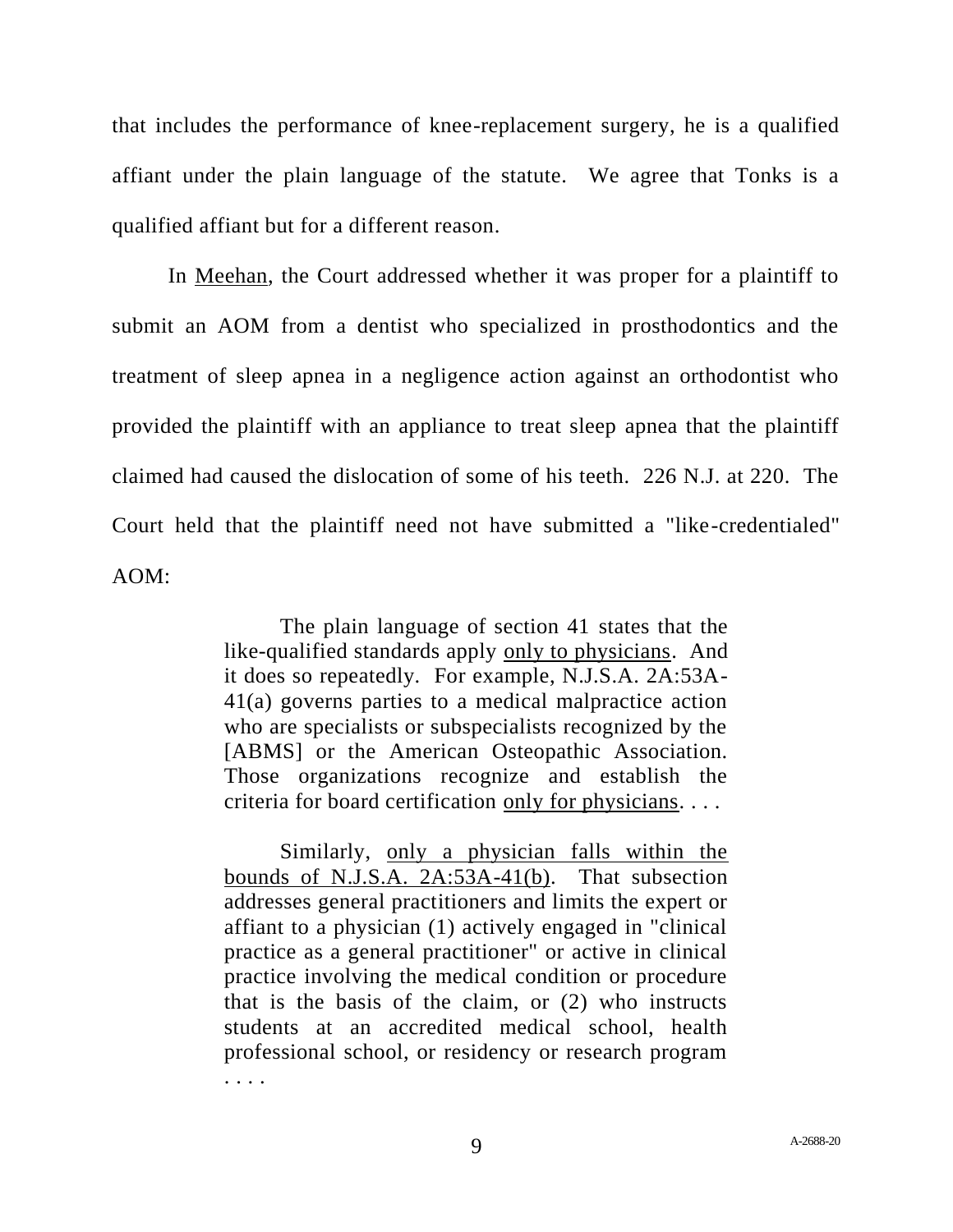that includes the performance of knee-replacement surgery, he is a qualified affiant under the plain language of the statute. We agree that Tonks is a qualified affiant but for a different reason.

In Meehan, the Court addressed whether it was proper for a plaintiff to submit an AOM from a dentist who specialized in prosthodontics and the treatment of sleep apnea in a negligence action against an orthodontist who provided the plaintiff with an appliance to treat sleep apnea that the plaintiff claimed had caused the dislocation of some of his teeth. 226 N.J. at 220. The Court held that the plaintiff need not have submitted a "like-credentialed" AOM:

> The plain language of section 41 states that the like-qualified standards apply only to physicians. And it does so repeatedly. For example, N.J.S.A. 2A:53A-41(a) governs parties to a medical malpractice action who are specialists or subspecialists recognized by the [ABMS] or the American Osteopathic Association. Those organizations recognize and establish the criteria for board certification only for physicians. . . .
>
> Similarly, only a physician falls within the bounds of N.J.S.A. 2A:53A-41(b). That subsection addresses general practitioners and limits the expert or affiant to a physician (1) actively engaged in "clinical practice as a general practitioner" or active in clinical practice involving the medical condition or procedure that is the basis of the claim, or (2) who instructs students at an accredited medical school, health professional school, or residency or research program . . . .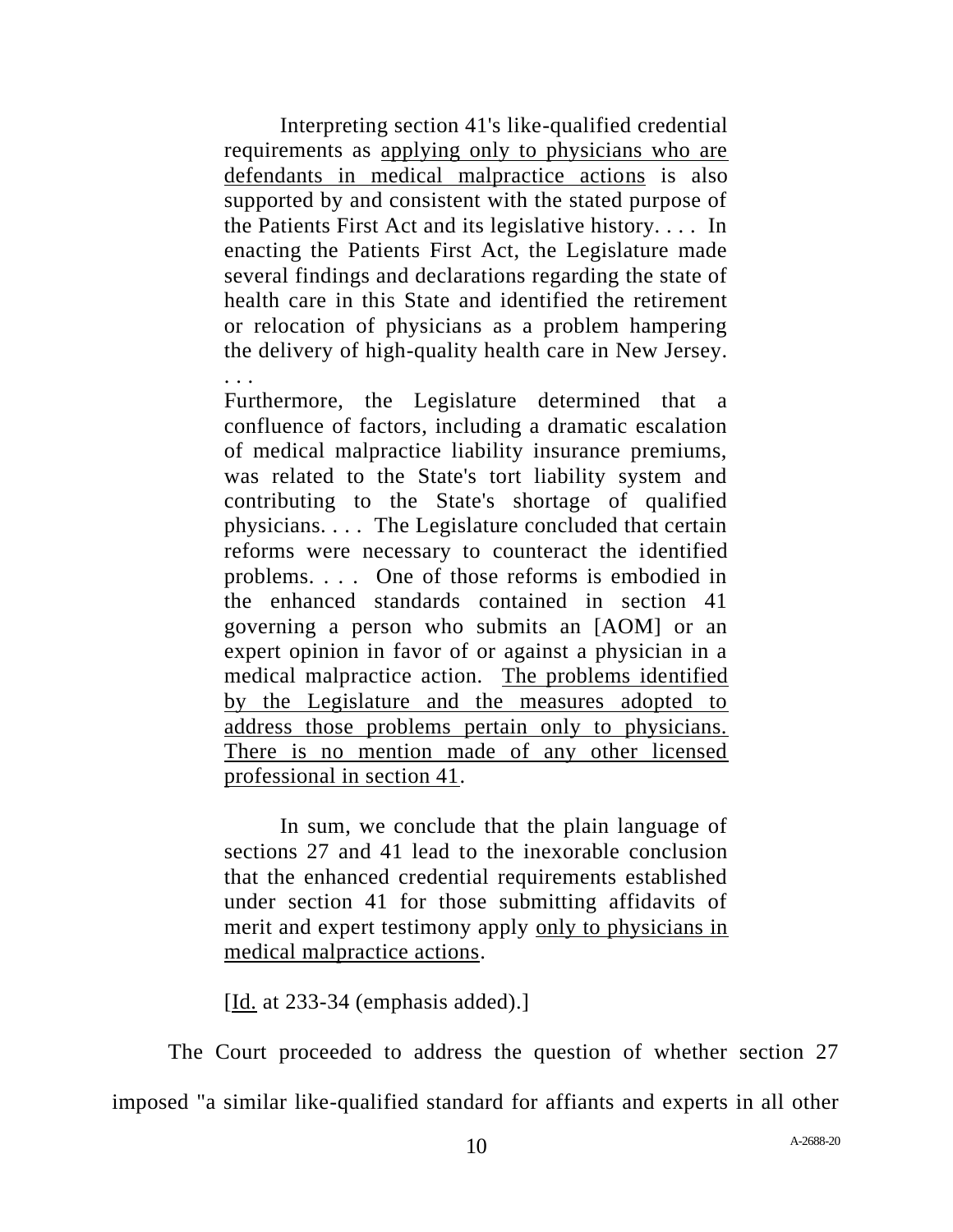> Interpreting section 41's like-qualified credential requirements as <u>applying only to physicians who are defendants in medical malpractice actions</u> is also supported by and consistent with the stated purpose of the Patients First Act and its legislative history. . . . In enacting the Patients First Act, the Legislature made several findings and declarations regarding the state of health care in this State and identified the retirement or relocation of physicians as a problem hampering the delivery of high-quality health care in New Jersey. . . .
>
> Furthermore, the Legislature determined that a confluence of factors, including a dramatic escalation of medical malpractice liability insurance premiums, was related to the State's tort liability system and contributing to the State's shortage of qualified physicians. . . . The Legislature concluded that certain reforms were necessary to counteract the identified problems. . . . One of those reforms is embodied in the enhanced standards contained in section 41 governing a person who submits an [AOM] or an expert opinion in favor of or against a physician in a medical malpractice action. <u>The problems identified by the Legislature and the measures adopted to address those problems pertain only to physicians. There is no mention made of any other licensed professional in section 41</u>.
>
> In sum, we conclude that the plain language of sections 27 and 41 lead to the inexorable conclusion that the enhanced credential requirements established under section 41 for those submitting affidavits of merit and expert testimony apply <u>only to physicians in medical malpractice actions</u>.
>
> [<u>Id.</u> at 233-34 (emphasis added).]

The Court proceeded to address the question of whether section 27 imposed "a similar like-qualified standard for affiants and experts in all other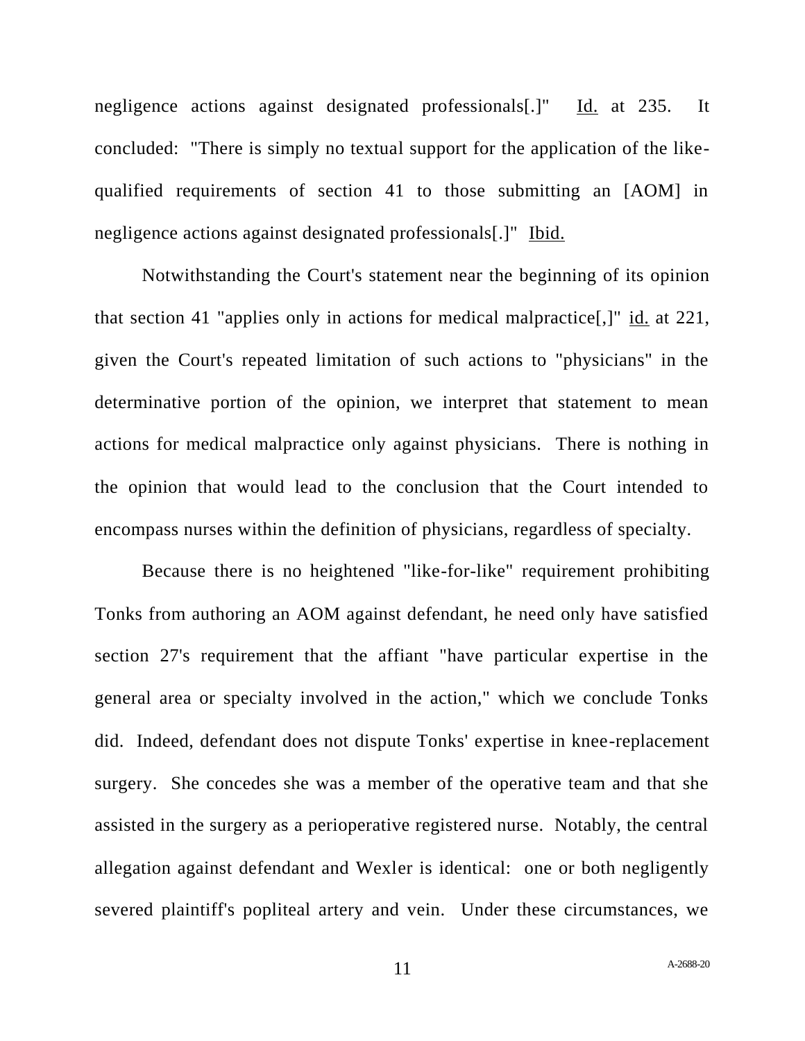negligence actions against designated professionals[.]" Id. at 235. It concluded: "There is simply no textual support for the application of the like-qualified requirements of section 41 to those submitting an [AOM] in negligence actions against designated professionals[.]" Ibid.

Notwithstanding the Court's statement near the beginning of its opinion that section 41 "applies only in actions for medical malpractice[,]" id. at 221, given the Court's repeated limitation of such actions to "physicians" in the determinative portion of the opinion, we interpret that statement to mean actions for medical malpractice only against physicians. There is nothing in the opinion that would lead to the conclusion that the Court intended to encompass nurses within the definition of physicians, regardless of specialty.

Because there is no heightened "like-for-like" requirement prohibiting Tonks from authoring an AOM against defendant, he need only have satisfied section 27's requirement that the affiant "have particular expertise in the general area or specialty involved in the action," which we conclude Tonks did. Indeed, defendant does not dispute Tonks' expertise in knee-replacement surgery. She concedes she was a member of the operative team and that she assisted in the surgery as a perioperative registered nurse. Notably, the central allegation against defendant and Wexler is identical: one or both negligently severed plaintiff's popliteal artery and vein. Under these circumstances, we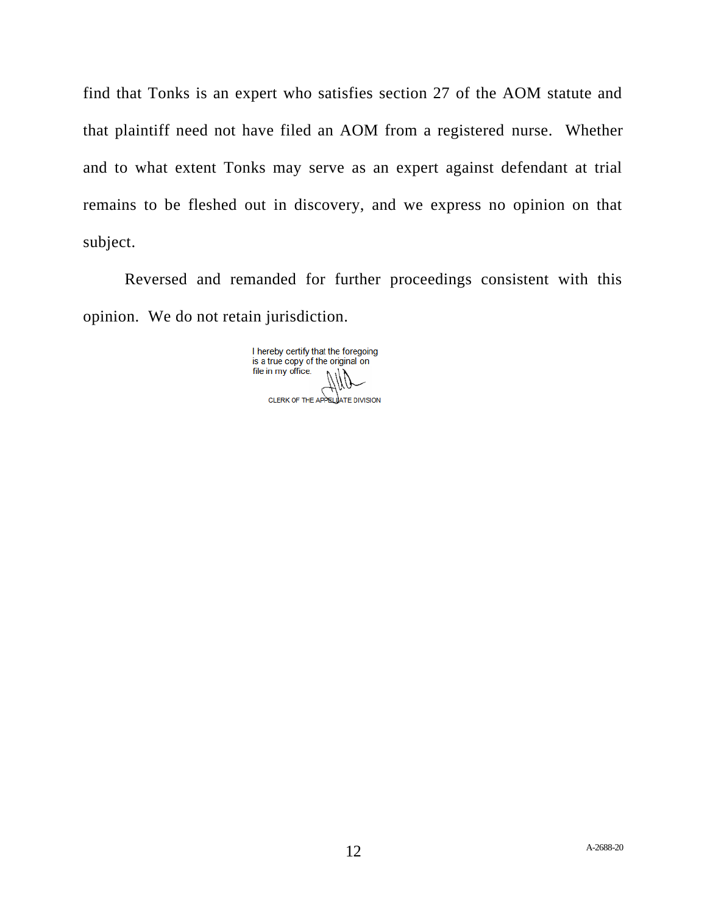find that Tonks is an expert who satisfies section 27 of the AOM statute and that plaintiff need not have filed an AOM from a registered nurse. Whether and to what extent Tonks may serve as an expert against defendant at trial remains to be fleshed out in discovery, and we express no opinion on that subject.

Reversed and remanded for further proceedings consistent with this opinion. We do not retain jurisdiction.

I hereby certify that the foregoing is a true copy of the original on file in my office.

CLERK OF THE APPELLATE DIVISION